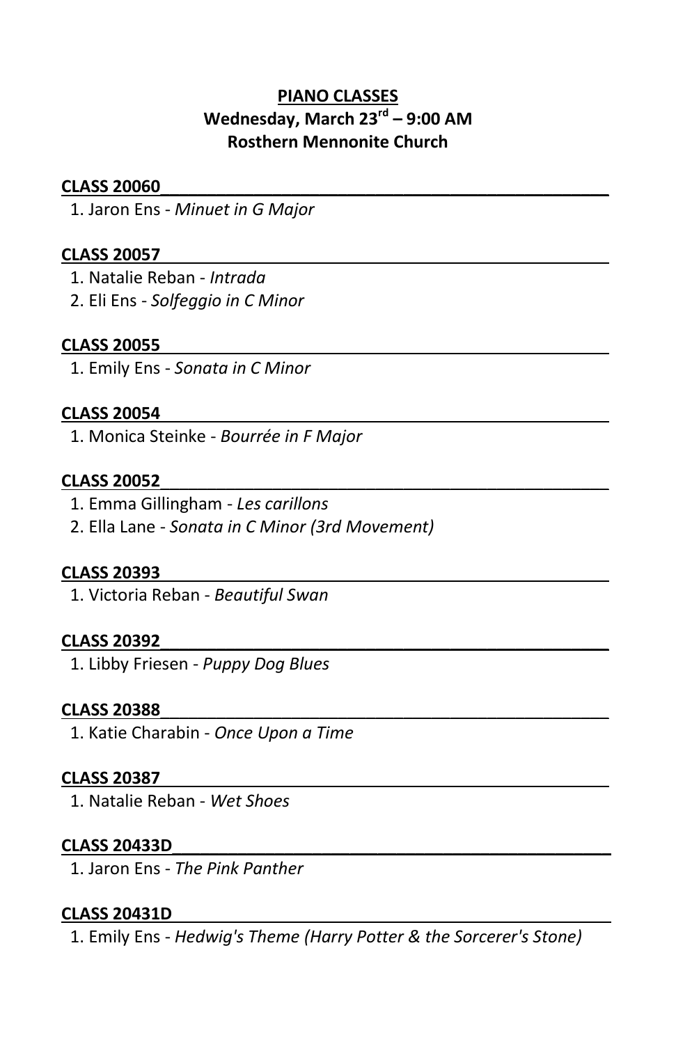# PIANO CLASSES

## Wednesday, March 23rd – 9:00 AM

## Rosthern Mennonite Church

**CLASS 20060**

1. Jaron Ens - *Minuet in G Major*

**CLASS 20057**

1. Natalie Reban - *Intrada*
2. Eli Ens - *Solfeggio in C Minor*

**CLASS 20055**

1. Emily Ens - *Sonata in C Minor*

**CLASS 20054**

1. Monica Steinke - *Bourrée in F Major*

**CLASS 20052**

1. Emma Gillingham - *Les carillons*
2. Ella Lane - *Sonata in C Minor (3rd Movement)*

**CLASS 20393**

1. Victoria Reban - *Beautiful Swan*

**CLASS 20392**

1. Libby Friesen - *Puppy Dog Blues*

**CLASS 20388**

1. Katie Charabin - *Once Upon a Time*

**CLASS 20387**

1. Natalie Reban - *Wet Shoes*

**CLASS 20433D**

1. Jaron Ens - *The Pink Panther*

**CLASS 20431D**

1. Emily Ens - *Hedwig's Theme (Harry Potter & the Sorcerer's Stone)*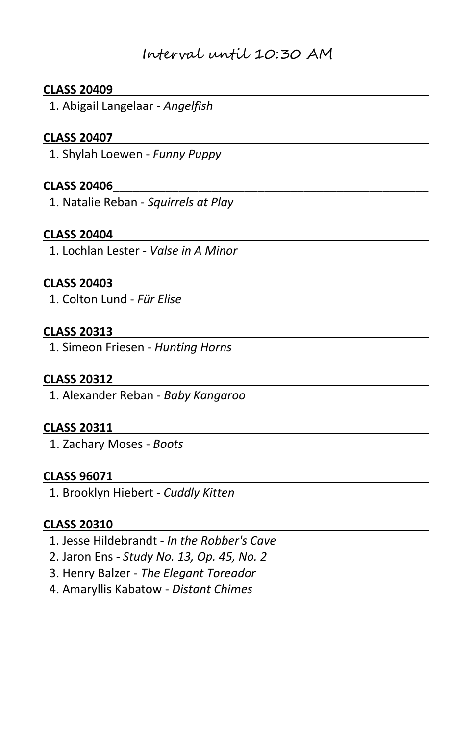# Interval until 10:30 AM

**CLASS 20409**

1. Abigail Langelaar - *Angelfish*

**CLASS 20407**

1. Shylah Loewen - *Funny Puppy*

**CLASS 20406**

1. Natalie Reban - *Squirrels at Play*

**CLASS 20404**

1. Lochlan Lester - *Valse in A Minor*

**CLASS 20403**

1. Colton Lund - *Für Elise*

**CLASS 20313**

1. Simeon Friesen - *Hunting Horns*

**CLASS 20312**

1. Alexander Reban - *Baby Kangaroo*

**CLASS 20311**

1. Zachary Moses - *Boots*

**CLASS 96071**

1. Brooklyn Hiebert - *Cuddly Kitten*

**CLASS 20310**

1. Jesse Hildebrandt - *In the Robber's Cave*
2. Jaron Ens - *Study No. 13, Op. 45, No. 2*
3. Henry Balzer - *The Elegant Toreador*
4. Amaryllis Kabatow - *Distant Chimes*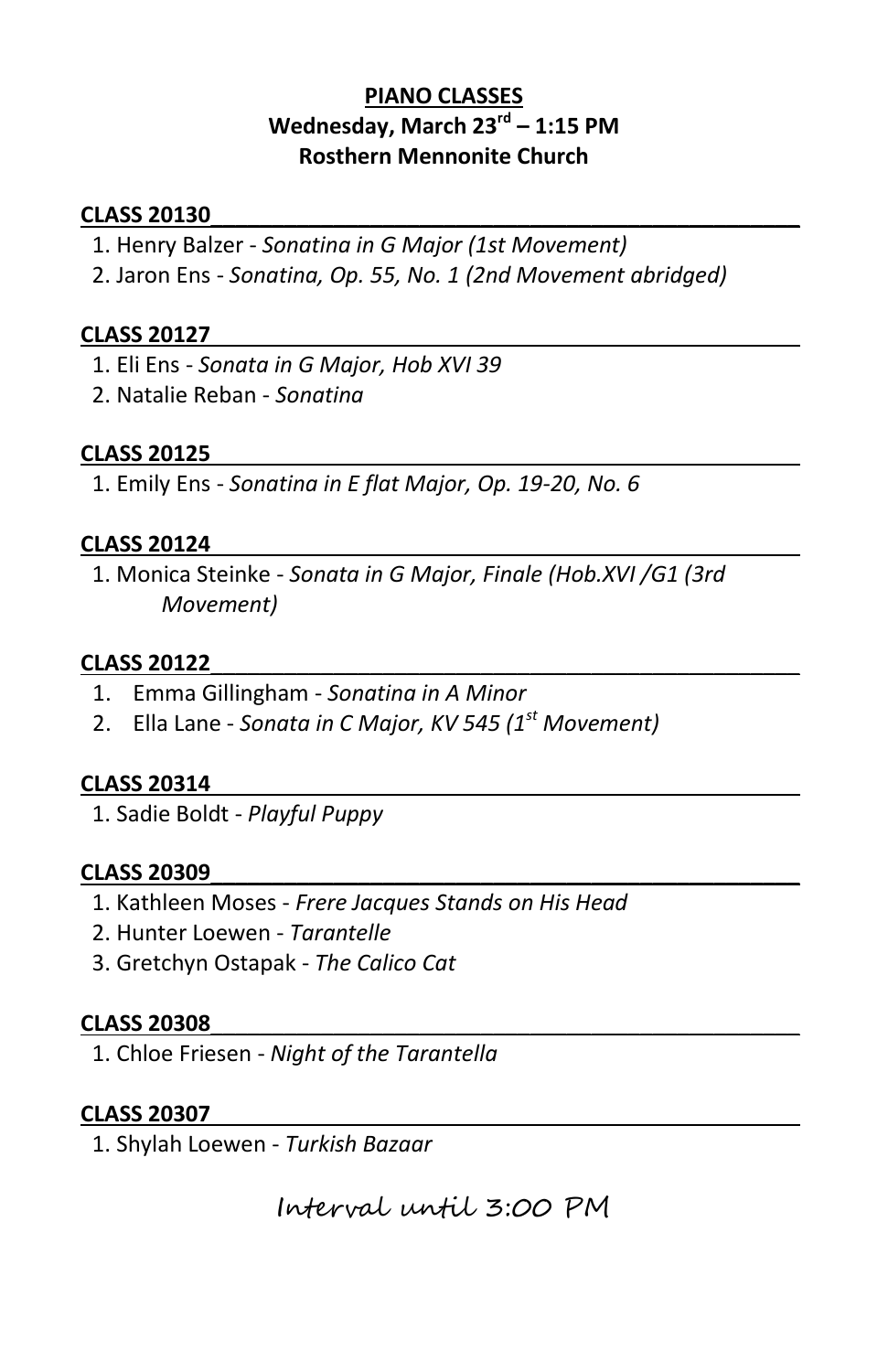**PIANO CLASSES**
**Wednesday, March 23rd – 1:15 PM**
**Rosthern Mennonite Church**

**CLASS 20130**

1. Henry Balzer - *Sonatina in G Major (1st Movement)*
2. Jaron Ens - *Sonatina, Op. 55, No. 1 (2nd Movement abridged)*

**CLASS 20127**

1. Eli Ens - *Sonata in G Major, Hob XVI 39*
2. Natalie Reban - *Sonatina*

**CLASS 20125**

1. Emily Ens - *Sonatina in E flat Major, Op. 19-20, No. 6*

**CLASS 20124**

1. Monica Steinke - *Sonata in G Major, Finale (Hob.XVI /G1 (3rd Movement)*

**CLASS 20122**

1. Emma Gillingham - *Sonatina in A Minor*
2. Ella Lane - *Sonata in C Major, KV 545 (1st Movement)*

**CLASS 20314**

1. Sadie Boldt - *Playful Puppy*

**CLASS 20309**

1. Kathleen Moses - *Frere Jacques Stands on His Head*
2. Hunter Loewen - *Tarantelle*
3. Gretchyn Ostapak - *The Calico Cat*

**CLASS 20308**

1. Chloe Friesen - *Night of the Tarantella*

**CLASS 20307**

1. Shylah Loewen - *Turkish Bazaar*

Interval until 3:00 PM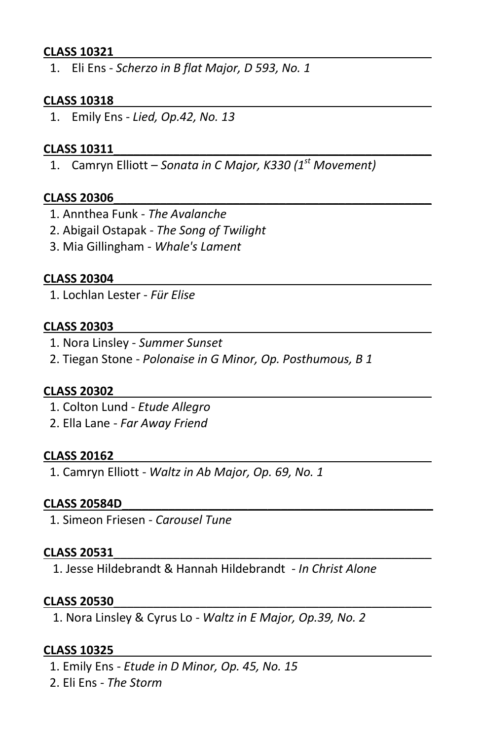**CLASS 10321**

1. Eli Ens - *Scherzo in B flat Major, D 593, No. 1*

**CLASS 10318**

1. Emily Ens - *Lied, Op.42, No. 13*

**CLASS 10311**

1. Camryn Elliott – *Sonata in C Major, K330 (1st Movement)*

**CLASS 20306**

1. Annthea Funk - *The Avalanche*
2. Abigail Ostapak - *The Song of Twilight*
3. Mia Gillingham - *Whale's Lament*

**CLASS 20304**

1. Lochlan Lester - *Für Elise*

**CLASS 20303**

1. Nora Linsley - *Summer Sunset*
2. Tiegan Stone - *Polonaise in G Minor, Op. Posthumous, B 1*

**CLASS 20302**

1. Colton Lund - *Etude Allegro*
2. Ella Lane - *Far Away Friend*

**CLASS 20162**

1. Camryn Elliott - *Waltz in Ab Major, Op. 69, No. 1*

**CLASS 20584D**

1. Simeon Friesen - *Carousel Tune*

**CLASS 20531**

1. Jesse Hildebrandt & Hannah Hildebrandt - *In Christ Alone*

**CLASS 20530**

1. Nora Linsley & Cyrus Lo - *Waltz in E Major, Op.39, No. 2*

**CLASS 10325**

1. Emily Ens - *Etude in D Minor, Op. 45, No. 15*
2. Eli Ens - *The Storm*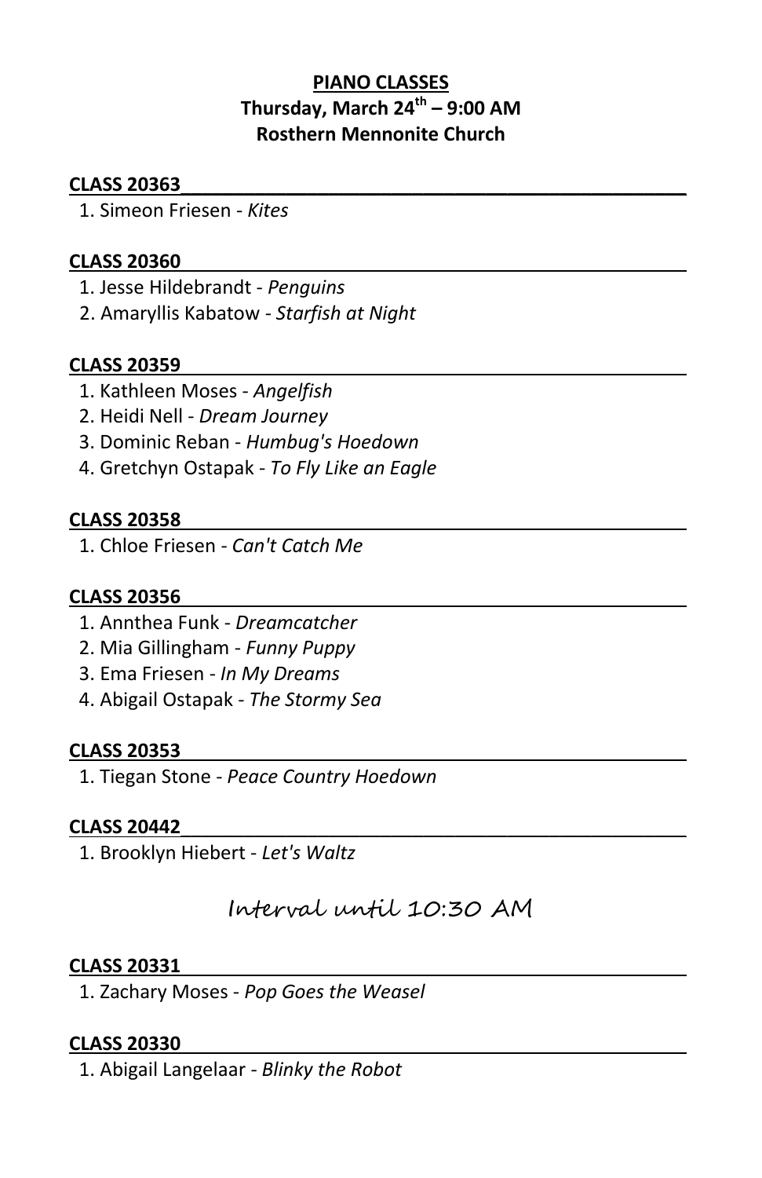**PIANO CLASSES**
**Thursday, March 24th – 9:00 AM**
**Rosthern Mennonite Church**

**CLASS 20363**

1. Simeon Friesen - *Kites*

**CLASS 20360**

1. Jesse Hildebrandt - *Penguins*
2. Amaryllis Kabatow - *Starfish at Night*

**CLASS 20359**

1. Kathleen Moses - *Angelfish*
2. Heidi Nell - *Dream Journey*
3. Dominic Reban - *Humbug's Hoedown*
4. Gretchyn Ostapak - *To Fly Like an Eagle*

**CLASS 20358**

1. Chloe Friesen - *Can't Catch Me*

**CLASS 20356**

1. Annthea Funk - *Dreamcatcher*
2. Mia Gillingham - *Funny Puppy*
3. Ema Friesen - *In My Dreams*
4. Abigail Ostapak - *The Stormy Sea*

**CLASS 20353**

1. Tiegan Stone - *Peace Country Hoedown*

**CLASS 20442**

1. Brooklyn Hiebert - *Let's Waltz*

Interval until 10:30 AM

**CLASS 20331**

1. Zachary Moses - *Pop Goes the Weasel*

**CLASS 20330**

1. Abigail Langelaar - *Blinky the Robot*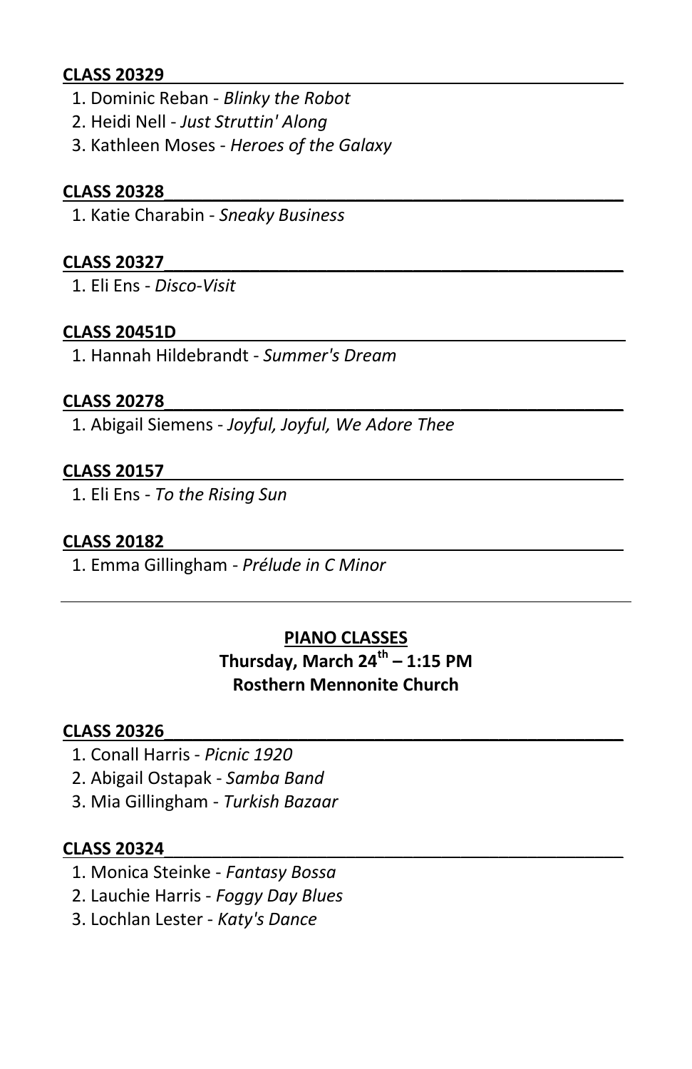**CLASS 20329**

1. Dominic Reban - *Blinky the Robot*
2. Heidi Nell - *Just Struttin' Along*
3. Kathleen Moses - *Heroes of the Galaxy*

**CLASS 20328**

1. Katie Charabin - *Sneaky Business*

**CLASS 20327**

1. Eli Ens - *Disco-Visit*

**CLASS 20451D**

1. Hannah Hildebrandt - *Summer's Dream*

**CLASS 20278**

1. Abigail Siemens - *Joyful, Joyful, We Adore Thee*

**CLASS 20157**

1. Eli Ens - *To the Rising Sun*

**CLASS 20182**

1. Emma Gillingham - *Prélude in C Minor*

---

## PIANO CLASSES

**Thursday, March 24th – 1:15 PM**
**Rosthern Mennonite Church**

**CLASS 20326**

1. Conall Harris - *Picnic 1920*
2. Abigail Ostapak - *Samba Band*
3. Mia Gillingham - *Turkish Bazaar*

**CLASS 20324**

1. Monica Steinke - *Fantasy Bossa*
2. Lauchie Harris - *Foggy Day Blues*
3. Lochlan Lester - *Katy's Dance*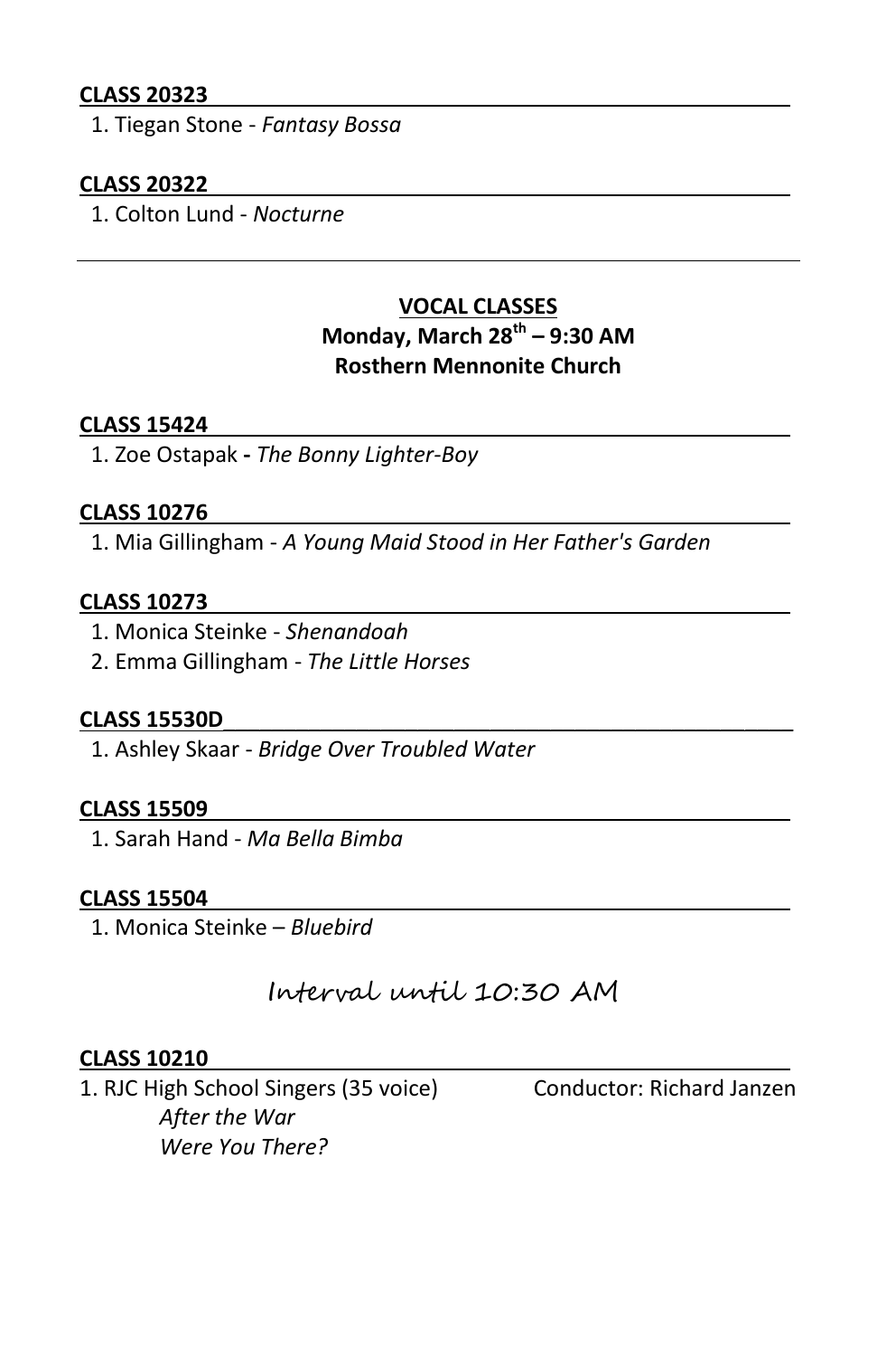**CLASS 20323**

1. Tiegan Stone - *Fantasy Bossa*

**CLASS 20322**

1. Colton Lund - *Nocturne*

---

## VOCAL CLASSES
### Monday, March 28th – 9:30 AM
### Rosthern Mennonite Church

**CLASS 15424**

1. Zoe Ostapak **-** *The Bonny Lighter-Boy*

**CLASS 10276**

1. Mia Gillingham - *A Young Maid Stood in Her Father's Garden*

**CLASS 10273**

1. Monica Steinke - *Shenandoah*
2. Emma Gillingham - *The Little Horses*

**CLASS 15530D**

1. Ashley Skaar - *Bridge Over Troubled Water*

**CLASS 15509**

1. Sarah Hand - *Ma Bella Bimba*

**CLASS 15504**

1. Monica Steinke – *Bluebird*

Interval until 10:30 AM

**CLASS 10210**

1. RJC High School Singers (35 voice) Conductor: Richard Janzen
   *After the War*
   *Were You There?*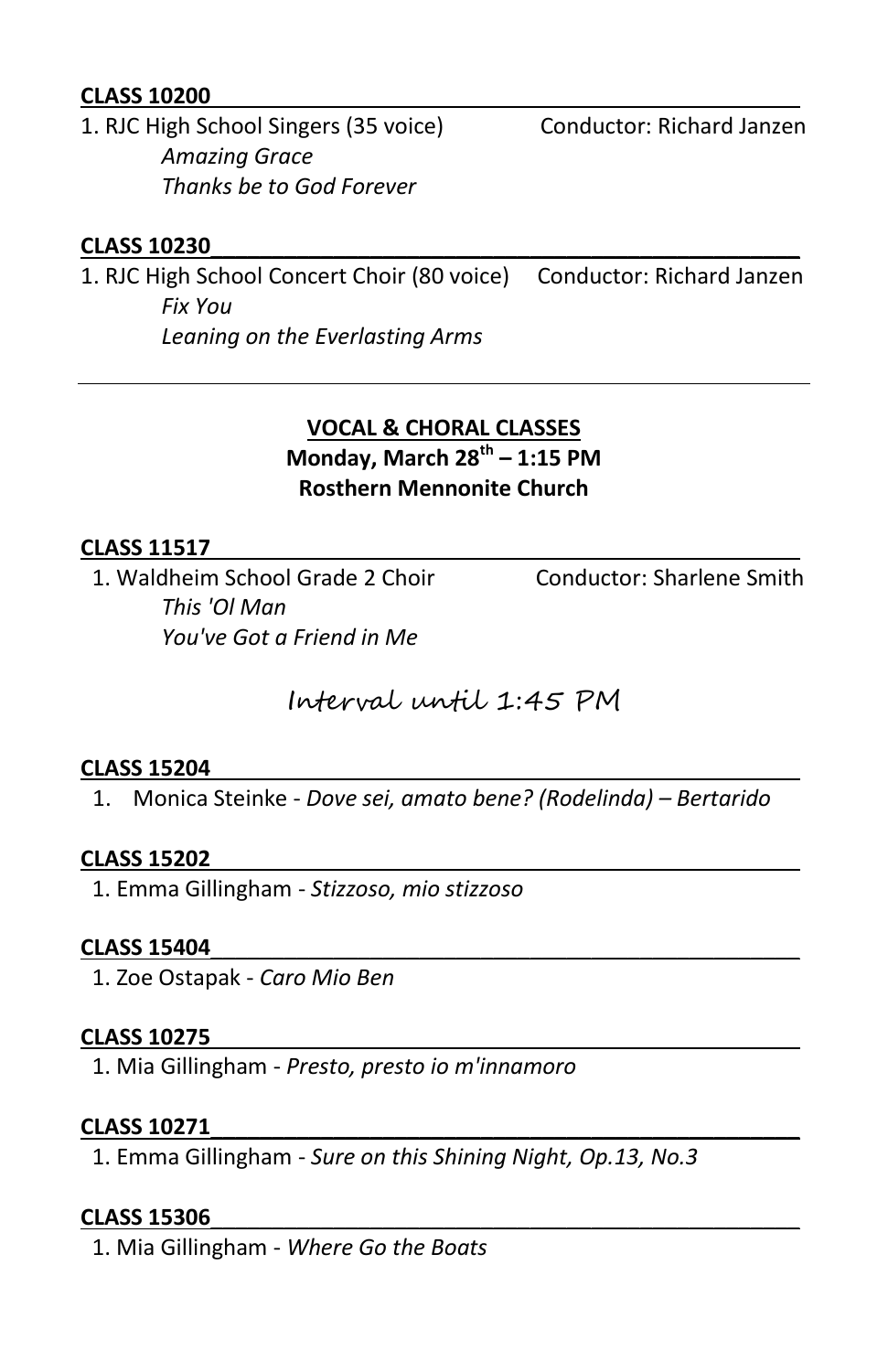**CLASS 10200**

1. RJC High School Singers (35 voice) Conductor: Richard Janzen
   *Amazing Grace*
   *Thanks be to God Forever*

**CLASS 10230**

1. RJC High School Concert Choir (80 voice) Conductor: Richard Janzen
   *Fix You*
   *Leaning on the Everlasting Arms*

---

**VOCAL & CHORAL CLASSES**
**Monday, March 28th – 1:15 PM**
**Rosthern Mennonite Church**

**CLASS 11517**

1. Waldheim School Grade 2 Choir Conductor: Sharlene Smith
   *This 'Ol Man*
   *You've Got a Friend in Me*

Interval until 1:45 PM

**CLASS 15204**

1. Monica Steinke - *Dove sei, amato bene? (Rodelinda) – Bertarido*

**CLASS 15202**

1. Emma Gillingham - *Stizzoso, mio stizzoso*

**CLASS 15404**

1. Zoe Ostapak - *Caro Mio Ben*

**CLASS 10275**

1. Mia Gillingham - *Presto, presto io m'innamoro*

**CLASS 10271**

1. Emma Gillingham - *Sure on this Shining Night, Op.13, No.3*

**CLASS 15306**

1. Mia Gillingham - *Where Go the Boats*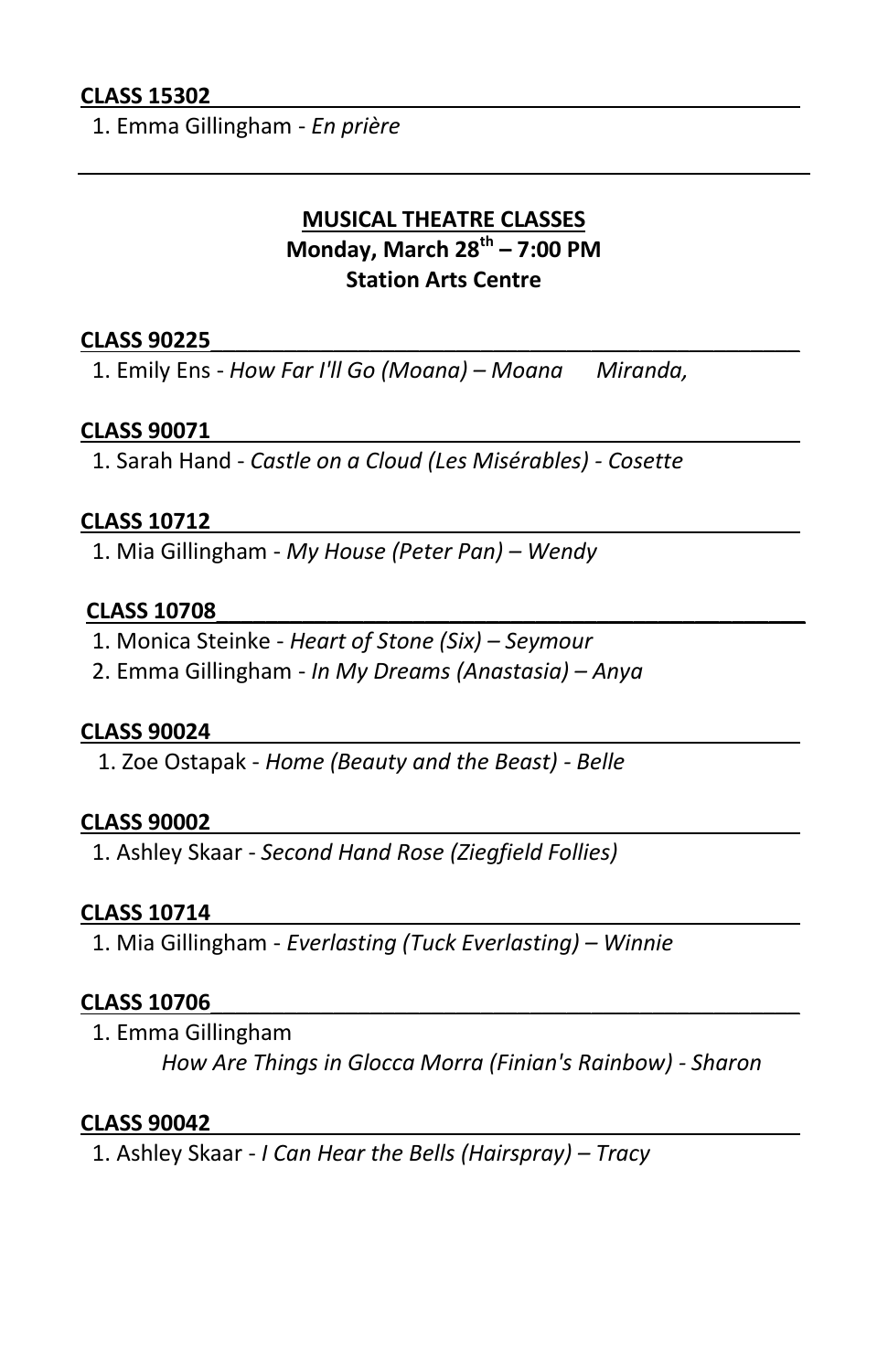**CLASS 15302**

1. Emma Gillingham - *En prière*

---

## MUSICAL THEATRE CLASSES

**Monday, March 28th – 7:00 PM**

**Station Arts Centre**

**CLASS 90225**

1. Emily Ens - *How Far I'll Go (Moana) – Moana Miranda,*

**CLASS 90071**

1. Sarah Hand - *Castle on a Cloud (Les Misérables) - Cosette*

**CLASS 10712**

1. Mia Gillingham - *My House (Peter Pan) – Wendy*

**CLASS 10708**

1. Monica Steinke - *Heart of Stone (Six) – Seymour*
2. Emma Gillingham - *In My Dreams (Anastasia) – Anya*

**CLASS 90024**

1. Zoe Ostapak - *Home (Beauty and the Beast) - Belle*

**CLASS 90002**

1. Ashley Skaar - *Second Hand Rose (Ziegfield Follies)*

**CLASS 10714**

1. Mia Gillingham - *Everlasting (Tuck Everlasting) – Winnie*

**CLASS 10706**

1. Emma Gillingham
   *How Are Things in Glocca Morra (Finian's Rainbow) - Sharon*

**CLASS 90042**

1. Ashley Skaar - *I Can Hear the Bells (Hairspray) – Tracy*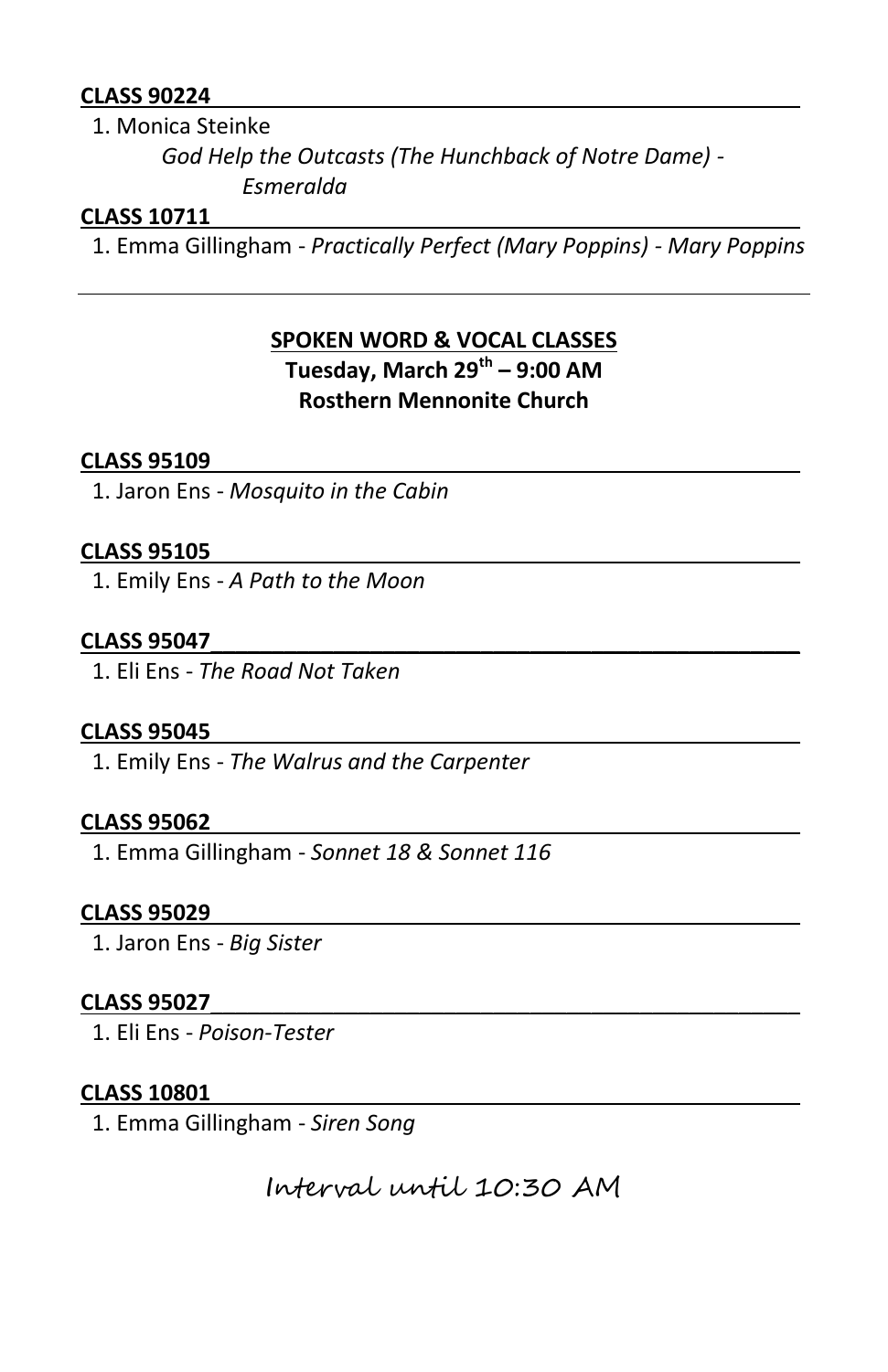**CLASS 90224**

1. Monica Steinke
   *God Help the Outcasts (The Hunchback of Notre Dame) - Esmeralda*

**CLASS 10711**

1. Emma Gillingham - *Practically Perfect (Mary Poppins) - Mary Poppins*

---

## SPOKEN WORD & VOCAL CLASSES

**Tuesday, March 29th – 9:00 AM**
**Rosthern Mennonite Church**

**CLASS 95109**

1. Jaron Ens - *Mosquito in the Cabin*

**CLASS 95105**

1. Emily Ens - *A Path to the Moon*

**CLASS 95047**

1. Eli Ens - *The Road Not Taken*

**CLASS 95045**

1. Emily Ens - *The Walrus and the Carpenter*

**CLASS 95062**

1. Emma Gillingham - *Sonnet 18 & Sonnet 116*

**CLASS 95029**

1. Jaron Ens - *Big Sister*

**CLASS 95027**

1. Eli Ens - *Poison-Tester*

**CLASS 10801**

1. Emma Gillingham - *Siren Song*

Interval until 10:30 AM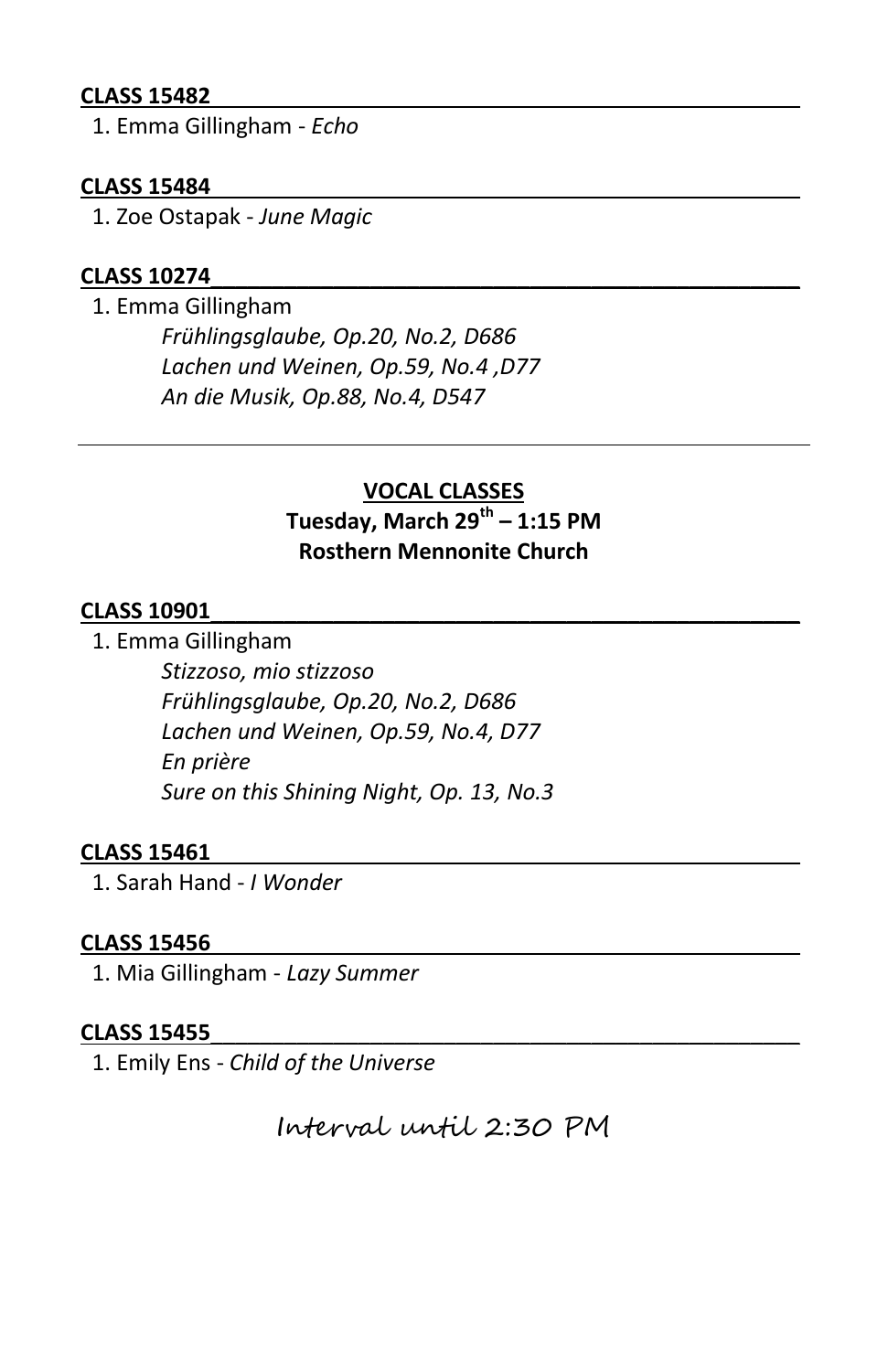**CLASS 15482**

1. Emma Gillingham - *Echo*

**CLASS 15484**

1. Zoe Ostapak - *June Magic*

**CLASS 10274**

1. Emma Gillingham
   *Frühlingsglaube, Op.20, No.2, D686*
   *Lachen und Weinen, Op.59, No.4 ,D77*
   *An die Musik, Op.88, No.4, D547*

---

**VOCAL CLASSES**
**Tuesday, March 29th – 1:15 PM**
**Rosthern Mennonite Church**

**CLASS 10901**

1. Emma Gillingham
   *Stizzoso, mio stizzoso*
   *Frühlingsglaube, Op.20, No.2, D686*
   *Lachen und Weinen, Op.59, No.4, D77*
   *En prière*
   *Sure on this Shining Night, Op. 13, No.3*

**CLASS 15461**

1. Sarah Hand - *I Wonder*

**CLASS 15456**

1. Mia Gillingham - *Lazy Summer*

**CLASS 15455**

1. Emily Ens - *Child of the Universe*

Interval until 2:30 PM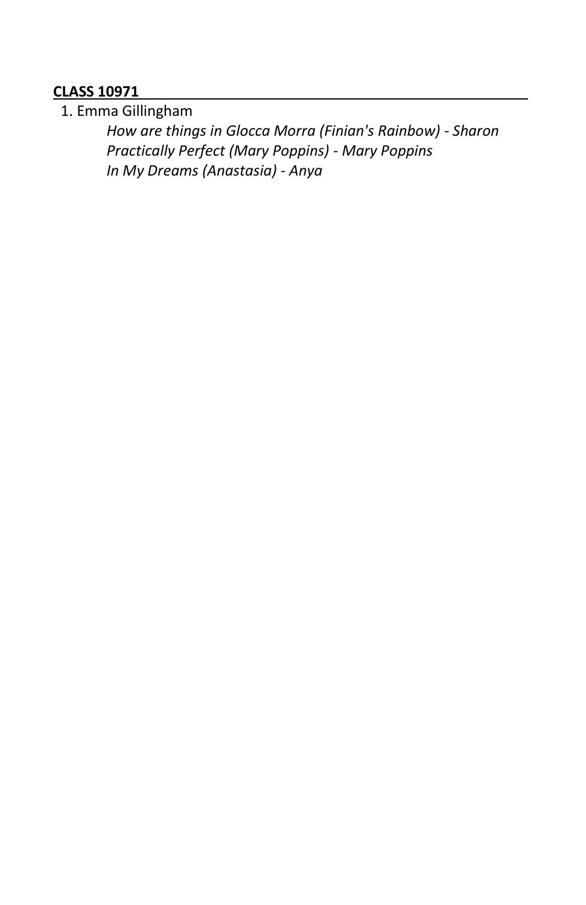**CLASS 10971**

1. Emma Gillingham

    *How are things in Glocca Morra (Finian's Rainbow) - Sharon*
    *Practically Perfect (Mary Poppins) - Mary Poppins*
    *In My Dreams (Anastasia) - Anya*